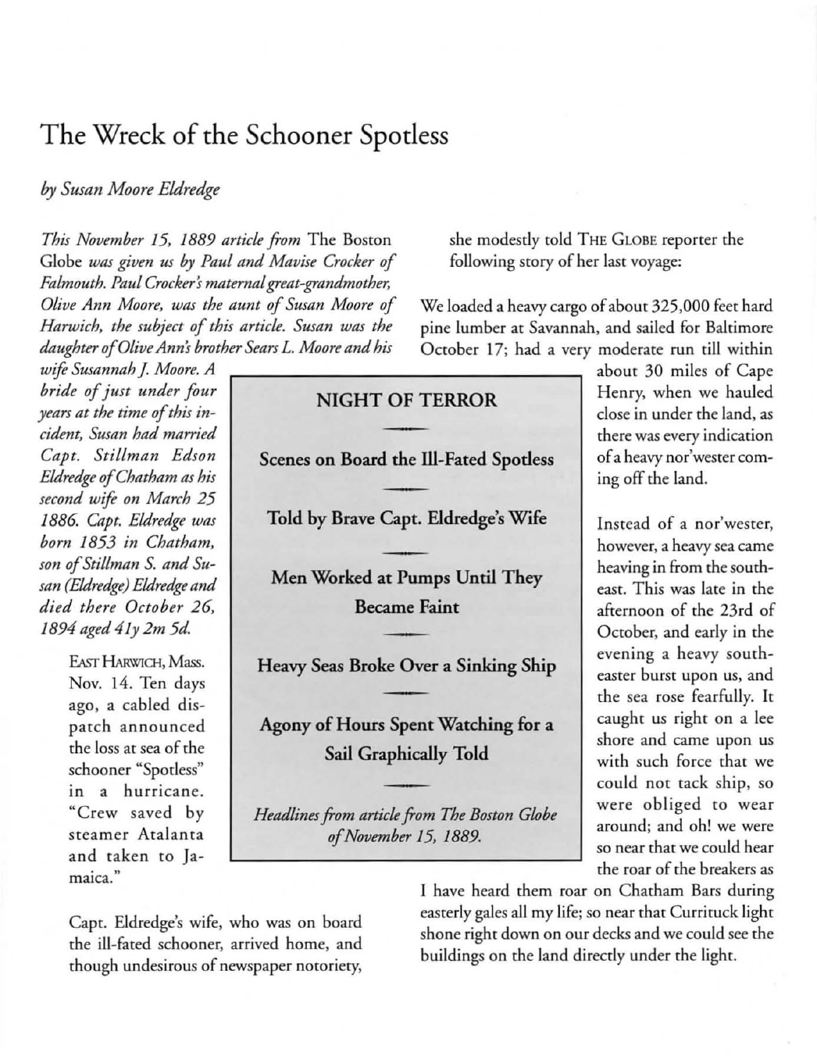# The Wreck of the Schooner Spotless

*by Susan Moore Eldredge*

*This November 15, 1889 article from* The Boston Globe *was given us by Paul and Mavise Crocker of Falmouth. Paul Crocker's maternal great-grandmother, Olive Ann Moore, was the aunt of Susan Moore of Harwich, the subject of this article. Susan was the daughter of Olive Ann's brother Sears L. Moore and his wife Susannah J. Moore. A bride of just under four years at the time of this incident, Susan had married Capt. Stillman Edson Eldredge of Chatham as his second wife on March 25 1886. Capt. Eldredge was born 1853 in Chatham, son of Stillman S. and Susan (Eldredge) Eldredge and died there October 26, 1894 aged 41y 2m 5d.*

EAST HARWICH, Mass. Nov. 14. Ten days ago, a cabled dispatch announced the loss at sea of the schooner "Spotless" in a hurricane. "Crew saved by steamer Atalanta and taken to Jamaica."

Capt. Eldredge's wife, who was on board the ill-fated schooner, arrived home, and though undesirous of newspaper notoriety, she modestly told THE GLOBE reporter the following story of her last voyage:

> **NIGHT OF TERROR**
>
> **Scenes on Board the Ill-Fated Spotless**
>
> **Told by Brave Capt. Eldredge's Wife**
>
> **Men Worked at Pumps Until They Became Faint**
>
> **Heavy Seas Broke Over a Sinking Ship**
>
> **Agony of Hours Spent Watching for a Sail Graphically Told**
>
> *Headlines from article from The Boston Globe of November 15, 1889.*

We loaded a heavy cargo of about 325,000 feet hard pine lumber at Savannah, and sailed for Baltimore October 17; had a very moderate run till within about 30 miles of Cape Henry, when we hauled close in under the land, as there was every indication of a heavy nor'wester coming off the land.

Instead of a nor'wester, however, a heavy sea came heaving in from the southeast. This was late in the afternoon of the 23rd of October, and early in the evening a heavy southeaster burst upon us, and the sea rose fearfully. It caught us right on a lee shore and came upon us with such force that we could not tack ship, so were obliged to wear around; and oh! we were so near that we could hear the roar of the breakers as I have heard them roar on Chatham Bars during easterly gales all my life; so near that Currituck light shone right down on our decks and we could see the buildings on the land directly under the light.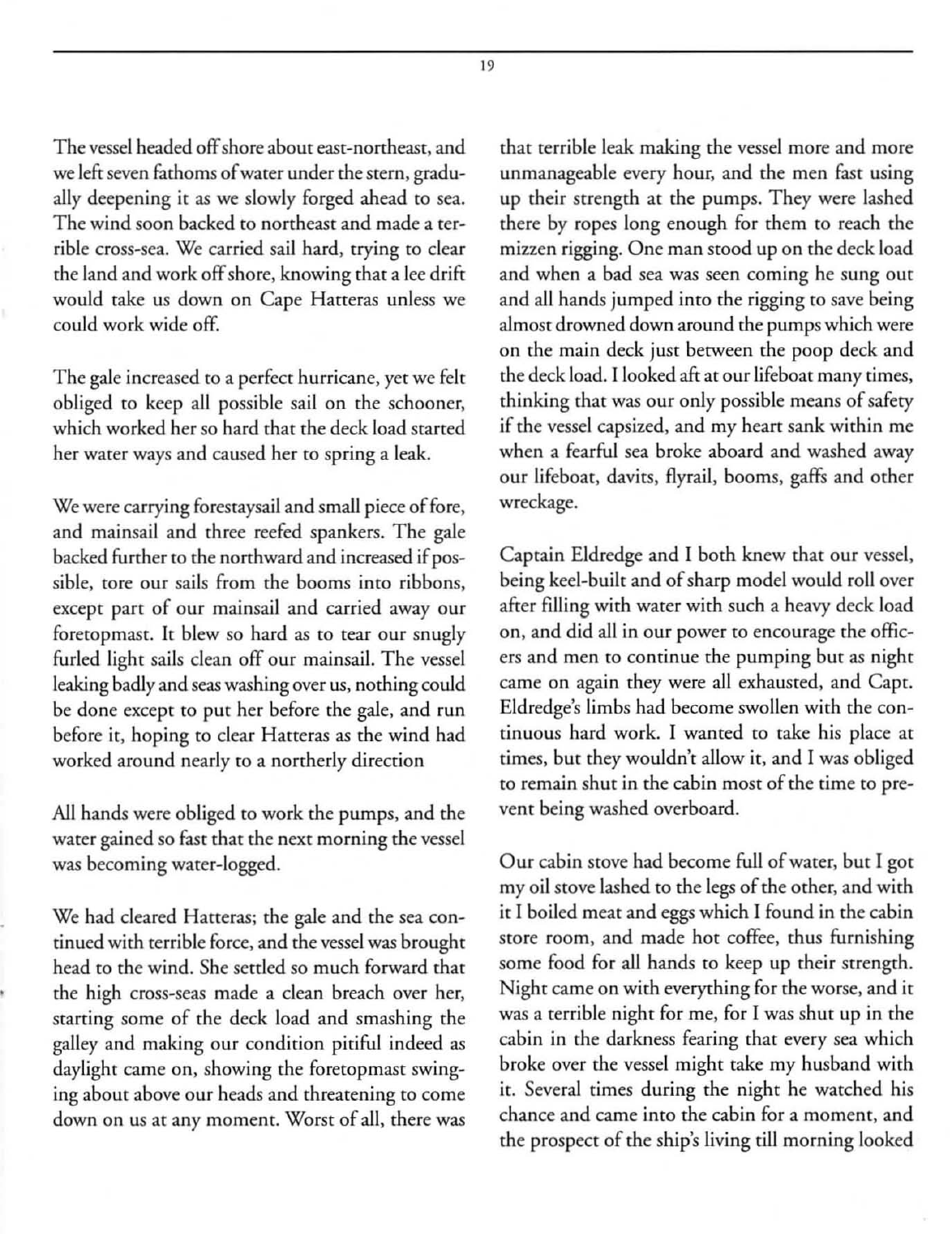The vessel headed off shore about east-northeast, and we left seven fathoms of water under the stern, gradually deepening it as we slowly forged ahead to sea. The wind soon backed to northeast and made a terrible cross-sea. We carried sail hard, trying to clear the land and work off shore, knowing that a lee drift would take us down on Cape Hatteras unless we could work wide off.

The gale increased to a perfect hurricane, yet we felt obliged to keep all possible sail on the schooner, which worked her so hard that the deck load started her water ways and caused her to spring a leak.

We were carrying forestaysail and small piece of fore, and mainsail and three reefed spankers. The gale backed further to the northward and increased if possible, tore our sails from the booms into ribbons, except part of our mainsail and carried away our foretopmast. It blew so hard as to tear our snugly furled light sails clean off our mainsail. The vessel leaking badly and seas washing over us, nothing could be done except to put her before the gale, and run before it, hoping to clear Hatteras as the wind had worked around nearly to a northerly direction

All hands were obliged to work the pumps, and the water gained so fast that the next morning the vessel was becoming water-logged.

We had cleared Hatteras; the gale and the sea continued with terrible force, and the vessel was brought head to the wind. She settled so much forward that the high cross-seas made a clean breach over her, starting some of the deck load and smashing the galley and making our condition pitiful indeed as daylight came on, showing the foretopmast swinging about above our heads and threatening to come down on us at any moment. Worst of all, there was that terrible leak making the vessel more and more unmanageable every hour, and the men fast using up their strength at the pumps. They were lashed there by ropes long enough for them to reach the mizzen rigging. One man stood up on the deck load and when a bad sea was seen coming he sung out and all hands jumped into the rigging to save being almost drowned down around the pumps which were on the main deck just between the poop deck and the deck load. I looked aft at our lifeboat many times, thinking that was our only possible means of safety if the vessel capsized, and my heart sank within me when a fearful sea broke aboard and washed away our lifeboat, davits, flyrail, booms, gaffs and other wreckage.

Captain Eldredge and I both knew that our vessel, being keel-built and of sharp model would roll over after filling with water with such a heavy deck load on, and did all in our power to encourage the officers and men to continue the pumping but as night came on again they were all exhausted, and Capt. Eldredge's limbs had become swollen with the continuous hard work. I wanted to take his place at times, but they wouldn't allow it, and I was obliged to remain shut in the cabin most of the time to prevent being washed overboard.

Our cabin stove had become full of water, but I got my oil stove lashed to the legs of the other, and with it I boiled meat and eggs which I found in the cabin store room, and made hot coffee, thus furnishing some food for all hands to keep up their strength. Night came on with everything for the worse, and it was a terrible night for me, for I was shut up in the cabin in the darkness fearing that every sea which broke over the vessel might take my husband with it. Several times during the night he watched his chance and came into the cabin for a moment, and the prospect of the ship's living till morning looked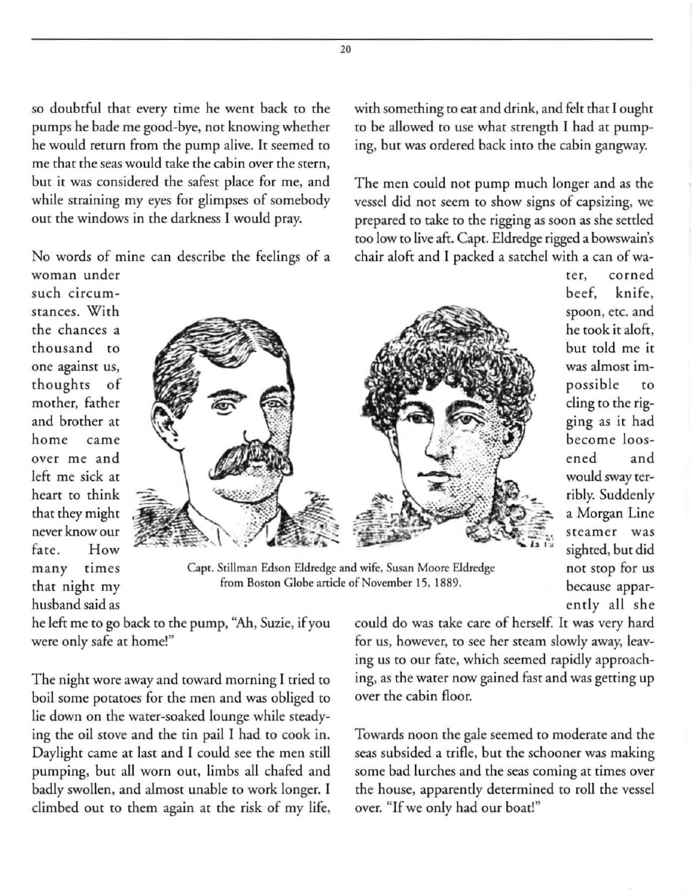so doubtful that every time he went back to the pumps he bade me good-bye, not knowing whether he would return from the pump alive. It seemed to me that the seas would take the cabin over the stern, but it was considered the safest place for me, and while straining my eyes for glimpses of somebody out the windows in the darkness I would pray.

No words of mine can describe the feelings of a woman under such circumstances. With the chances a thousand to one against us, thoughts of mother, father and brother at home came over me and left me sick at heart to think that they might never know our fate. How many times that night my husband said as he left me to go back to the pump, "Ah, Suzie, if you were only safe at home!"

Capt. Stillman Edson Eldredge and wife, Susan Moore Eldredge from Boston Globe article of November 15, 1889.

The night wore away and toward morning I tried to boil some potatoes for the men and was obliged to lie down on the water-soaked lounge while steadying the oil stove and the tin pail I had to cook in. Daylight came at last and I could see the men still pumping, but all worn out, limbs all chafed and badly swollen, and almost unable to work longer. I climbed out to them again at the risk of my life, with something to eat and drink, and felt that I ought to be allowed to use what strength I had at pumping, but was ordered back into the cabin gangway.

The men could not pump much longer and as the vessel did not seem to show signs of capsizing, we prepared to take to the rigging as soon as she settled too low to live aft. Capt. Eldredge rigged a bowswain's chair aloft and I packed a satchel with a can of water, corned beef, knife, spoon, etc. and he took it aloft, but told me it was almost impossible to cling to the rigging as it had become loosened and would sway terribly. Suddenly a Morgan Line steamer was sighted, but did not stop for us because apparently all she could do was take care of herself. It was very hard for us, however, to see her steam slowly away, leaving us to our fate, which seemed rapidly approaching, as the water now gained fast and was getting up over the cabin floor.

Towards noon the gale seemed to moderate and the seas subsided a trifle, but the schooner was making some bad lurches and the seas coming at times over the house, apparently determined to roll the vessel over. "If we only had our boat!"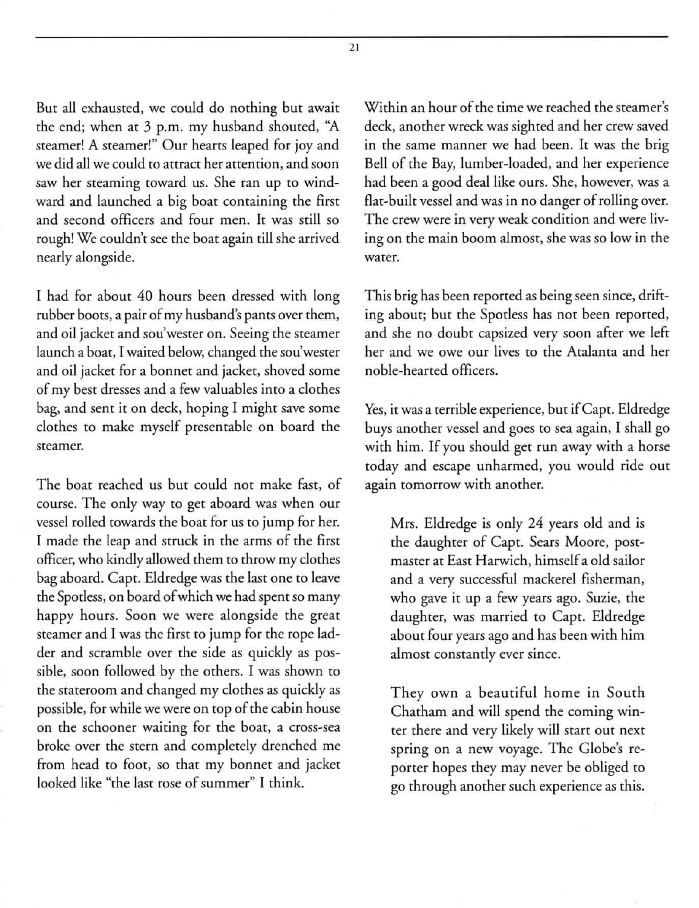But all exhausted, we could do nothing but await the end; when at 3 p.m. my husband shouted, "A steamer! A steamer!" Our hearts leaped for joy and we did all we could to attract her attention, and soon saw her steaming toward us. She ran up to windward and launched a big boat containing the first and second officers and four men. It was still so rough! We couldn't see the boat again till she arrived nearly alongside.

I had for about 40 hours been dressed with long rubber boots, a pair of my husband's pants over them, and oil jacket and sou'wester on. Seeing the steamer launch a boat, I waited below, changed the sou'wester and oil jacket for a bonnet and jacket, shoved some of my best dresses and a few valuables into a clothes bag, and sent it on deck, hoping I might save some clothes to make myself presentable on board the steamer.

The boat reached us but could not make fast, of course. The only way to get aboard was when our vessel rolled towards the boat for us to jump for her. I made the leap and struck in the arms of the first officer, who kindly allowed them to throw my clothes bag aboard. Capt. Eldredge was the last one to leave the Spotless, on board of which we had spent so many happy hours. Soon we were alongside the great steamer and I was the first to jump for the rope ladder and scramble over the side as quickly as possible, soon followed by the others. I was shown to the stateroom and changed my clothes as quickly as possible, for while we were on top of the cabin house on the schooner waiting for the boat, a cross-sea broke over the stern and completely drenched me from head to foot, so that my bonnet and jacket looked like "the last rose of summer" I think.

Within an hour of the time we reached the steamer's deck, another wreck was sighted and her crew saved in the same manner we had been. It was the brig Bell of the Bay, lumber-loaded, and her experience had been a good deal like ours. She, however, was a flat-built vessel and was in no danger of rolling over. The crew were in very weak condition and were living on the main boom almost, she was so low in the water.

This brig has been reported as being seen since, drifting about; but the Spotless has not been reported, and she no doubt capsized very soon after we left her and we owe our lives to the Atalanta and her noble-hearted officers.

Yes, it was a terrible experience, but if Capt. Eldredge buys another vessel and goes to sea again, I shall go with him. If you should get run away with a horse today and escape unharmed, you would ride out again tomorrow with another.

> Mrs. Eldredge is only 24 years old and is the daughter of Capt. Sears Moore, postmaster at East Harwich, himself a old sailor and a very successful mackerel fisherman, who gave it up a few years ago. Suzie, the daughter, was married to Capt. Eldredge about four years ago and has been with him almost constantly ever since.
>
> They own a beautiful home in South Chatham and will spend the coming winter there and very likely will start out next spring on a new voyage. The Globe's reporter hopes they may never be obliged to go through another such experience as this.